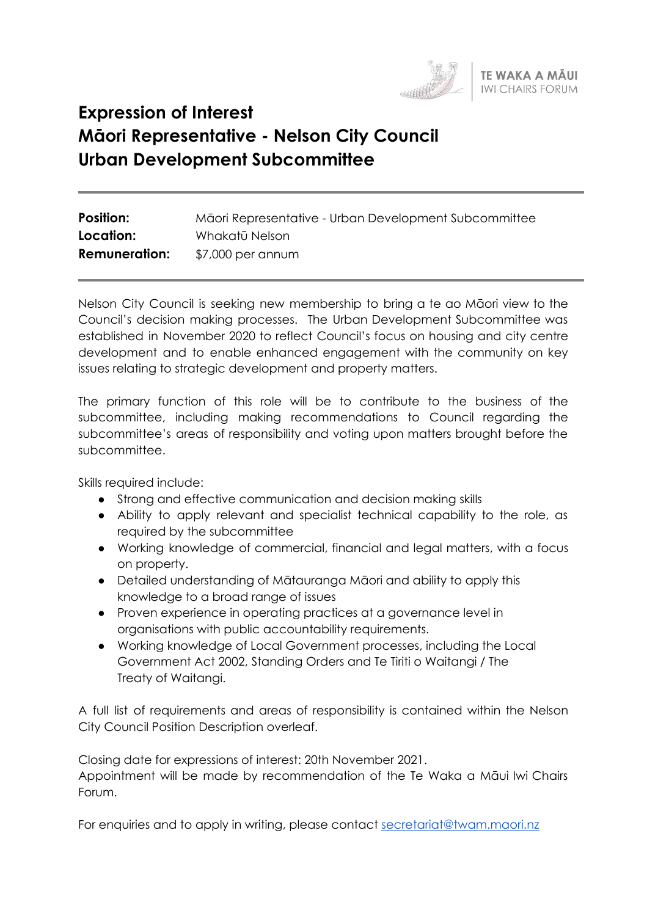TE WAKA A MĀUI
IWI CHAIRS FORUM

# Expression of Interest
# Māori Representative - Nelson City Council
# Urban Development Subcommittee

| | |
|---|---|
| **Position:** | Māori Representative - Urban Development Subcommittee |
| **Location:** | Whakatū Nelson |
| **Remuneration:** | $7,000 per annum |

Nelson City Council is seeking new membership to bring a te ao Māori view to the Council's decision making processes. The Urban Development Subcommittee was established in November 2020 to reflect Council's focus on housing and city centre development and to enable enhanced engagement with the community on key issues relating to strategic development and property matters.

The primary function of this role will be to contribute to the business of the subcommittee, including making recommendations to Council regarding the subcommittee's areas of responsibility and voting upon matters brought before the subcommittee.

Skills required include:

- Strong and effective communication and decision making skills
- Ability to apply relevant and specialist technical capability to the role, as required by the subcommittee
- Working knowledge of commercial, financial and legal matters, with a focus on property.
- Detailed understanding of Mātauranga Māori and ability to apply this knowledge to a broad range of issues
- Proven experience in operating practices at a governance level in organisations with public accountability requirements.
- Working knowledge of Local Government processes, including the Local Government Act 2002, Standing Orders and Te Tiriti o Waitangi / The Treaty of Waitangi.

A full list of requirements and areas of responsibility is contained within the Nelson City Council Position Description overleaf.

Closing date for expressions of interest: 20th November 2021.
Appointment will be made by recommendation of the Te Waka a Māui Iwi Chairs Forum.

For enquiries and to apply in writing, please contact secretariat@twam.maori.nz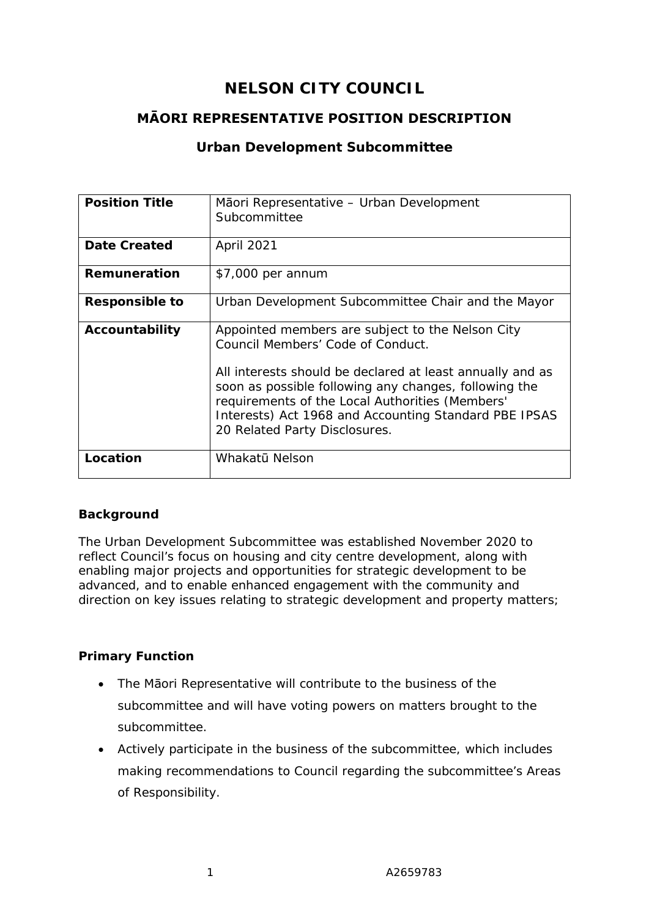# NELSON CITY COUNCIL

## MĀORI REPRESENTATIVE POSITION DESCRIPTION

### Urban Development Subcommittee

| **Position Title** | Māori Representative – Urban Development Subcommittee |
|---|---|
| **Date Created** | April 2021 |
| **Remuneration** | $7,000 per annum |
| **Responsible to** | Urban Development Subcommittee Chair and the Mayor |
| **Accountability** | Appointed members are subject to the Nelson City Council Members' Code of Conduct.<br><br>All interests should be declared at least annually and as soon as possible following any changes, following the requirements of the Local Authorities (Members' Interests) Act 1968 and Accounting Standard PBE IPSAS 20 Related Party Disclosures. |
| **Location** | Whakatū Nelson |

**Background**

The Urban Development Subcommittee was established November 2020 to reflect Council's focus on housing and city centre development, along with enabling major projects and opportunities for strategic development to be advanced, and to enable enhanced engagement with the community and direction on key issues relating to strategic development and property matters;

**Primary Function**

- The Māori Representative will contribute to the business of the subcommittee and will have voting powers on matters brought to the subcommittee.
- Actively participate in the business of the subcommittee, which includes making recommendations to Council regarding the subcommittee's Areas of Responsibility.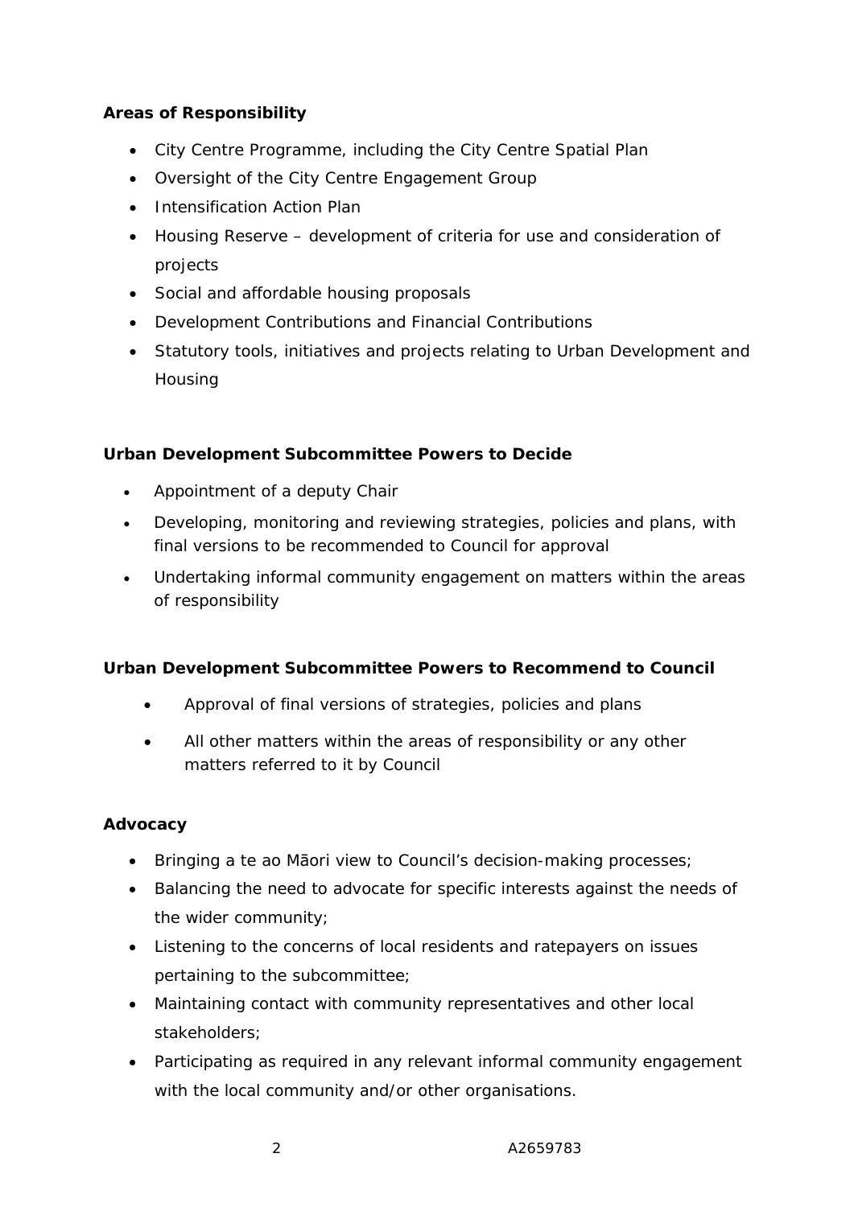**Areas of Responsibility**

- City Centre Programme, including the City Centre Spatial Plan
- Oversight of the City Centre Engagement Group
- Intensification Action Plan
- Housing Reserve – development of criteria for use and consideration of projects
- Social and affordable housing proposals
- Development Contributions and Financial Contributions
- Statutory tools, initiatives and projects relating to Urban Development and Housing

**Urban Development Subcommittee Powers to Decide**

- Appointment of a deputy Chair
- Developing, monitoring and reviewing strategies, policies and plans, with final versions to be recommended to Council for approval
- Undertaking informal community engagement on matters within the areas of responsibility

**Urban Development Subcommittee Powers to Recommend to Council**

- Approval of final versions of strategies, policies and plans
- All other matters within the areas of responsibility or any other matters referred to it by Council

**Advocacy**

- Bringing a te ao Māori view to Council's decision-making processes;
- Balancing the need to advocate for specific interests against the needs of the wider community;
- Listening to the concerns of local residents and ratepayers on issues pertaining to the subcommittee;
- Maintaining contact with community representatives and other local stakeholders;
- Participating as required in any relevant informal community engagement with the local community and/or other organisations.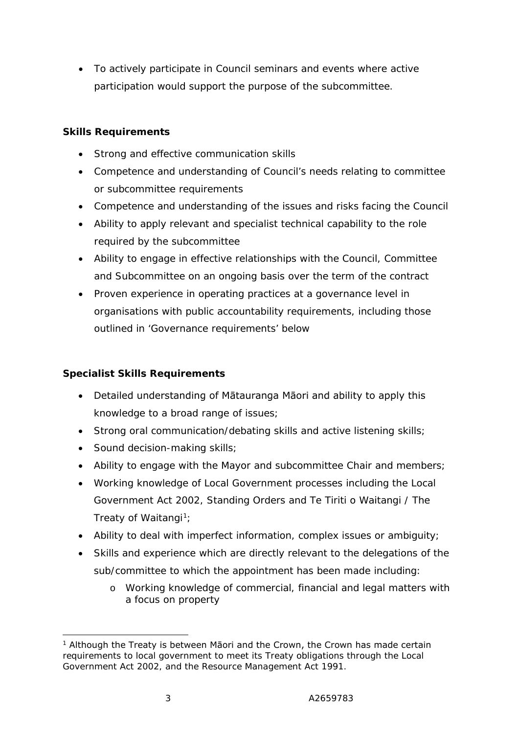- To actively participate in Council seminars and events where active participation would support the purpose of the subcommittee.

**Skills Requirements**

- Strong and effective communication skills
- Competence and understanding of Council's needs relating to committee or subcommittee requirements
- Competence and understanding of the issues and risks facing the Council
- Ability to apply relevant and specialist technical capability to the role required by the subcommittee
- Ability to engage in effective relationships with the Council, Committee and Subcommittee on an ongoing basis over the term of the contract
- Proven experience in operating practices at a governance level in organisations with public accountability requirements, including those outlined in 'Governance requirements' below

**Specialist Skills Requirements**

- Detailed understanding of Mātauranga Māori and ability to apply this knowledge to a broad range of issues;
- Strong oral communication/debating skills and active listening skills;
- Sound decision-making skills;
- Ability to engage with the Mayor and subcommittee Chair and members;
- Working knowledge of Local Government processes including the Local Government Act 2002, Standing Orders and Te Tiriti o Waitangi / The Treaty of Waitangi[1];
- Ability to deal with imperfect information, complex issues or ambiguity;
- Skills and experience which are directly relevant to the delegations of the sub/committee to which the appointment has been made including:
  - Working knowledge of commercial, financial and legal matters with a focus on property

[1] Although the Treaty is between Māori and the Crown, the Crown has made certain requirements to local government to meet its Treaty obligations through the Local Government Act 2002, and the Resource Management Act 1991.

A2659783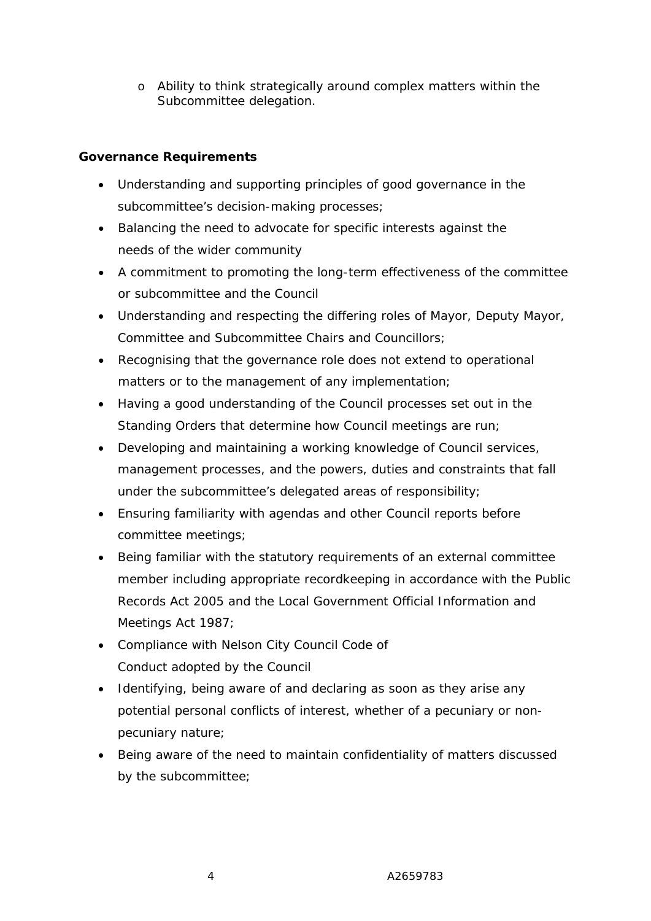- Ability to think strategically around complex matters within the Subcommittee delegation.

**Governance Requirements**

- Understanding and supporting principles of good governance in the subcommittee's decision-making processes;
- Balancing the need to advocate for specific interests against the needs of the wider community
- A commitment to promoting the long-term effectiveness of the committee or subcommittee and the Council
- Understanding and respecting the differing roles of Mayor, Deputy Mayor, Committee and Subcommittee Chairs and Councillors;
- Recognising that the governance role does not extend to operational matters or to the management of any implementation;
- Having a good understanding of the Council processes set out in the Standing Orders that determine how Council meetings are run;
- Developing and maintaining a working knowledge of Council services, management processes, and the powers, duties and constraints that fall under the subcommittee's delegated areas of responsibility;
- Ensuring familiarity with agendas and other Council reports before committee meetings;
- Being familiar with the statutory requirements of an external committee member including appropriate recordkeeping in accordance with the Public Records Act 2005 and the Local Government Official Information and Meetings Act 1987;
- Compliance with Nelson City Council Code of Conduct adopted by the Council
- Identifying, being aware of and declaring as soon as they arise any potential personal conflicts of interest, whether of a pecuniary or non-pecuniary nature;
- Being aware of the need to maintain confidentiality of matters discussed by the subcommittee;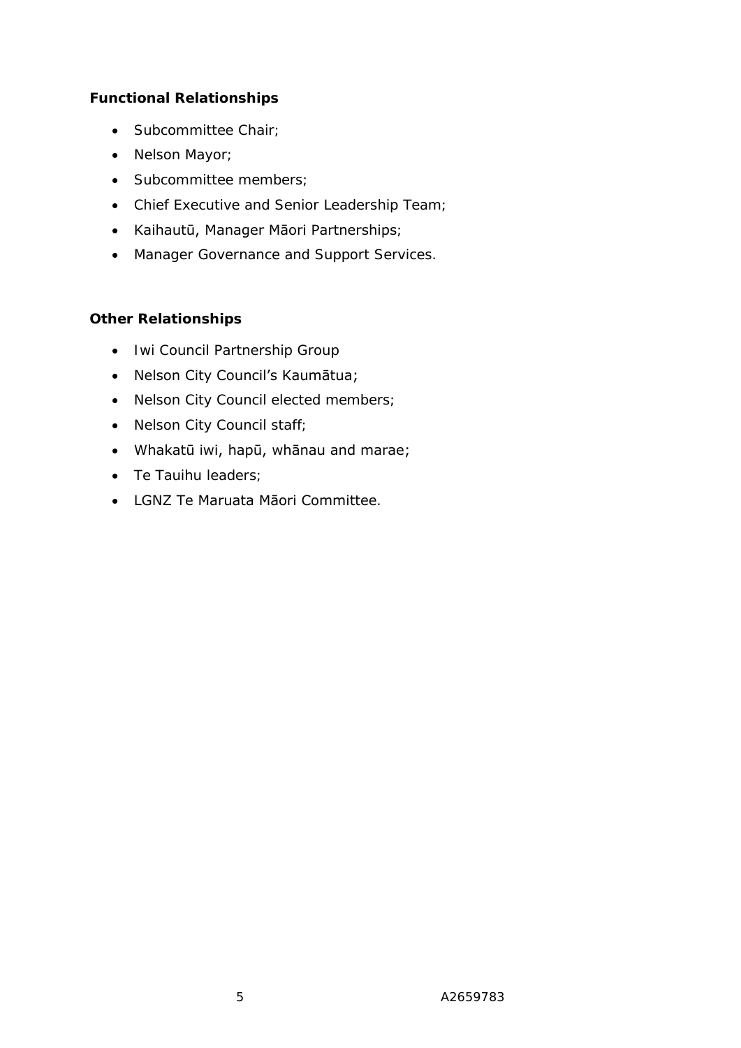**Functional Relationships**

- Subcommittee Chair;
- Nelson Mayor;
- Subcommittee members;
- Chief Executive and Senior Leadership Team;
- Kaihautū, Manager Māori Partnerships;
- Manager Governance and Support Services.

**Other Relationships**

- Iwi Council Partnership Group
- Nelson City Council's Kaumātua;
- Nelson City Council elected members;
- Nelson City Council staff;
- Whakatū iwi, hapū, whānau and marae;
- Te Tauihu leaders;
- LGNZ Te Maruata Māori Committee.